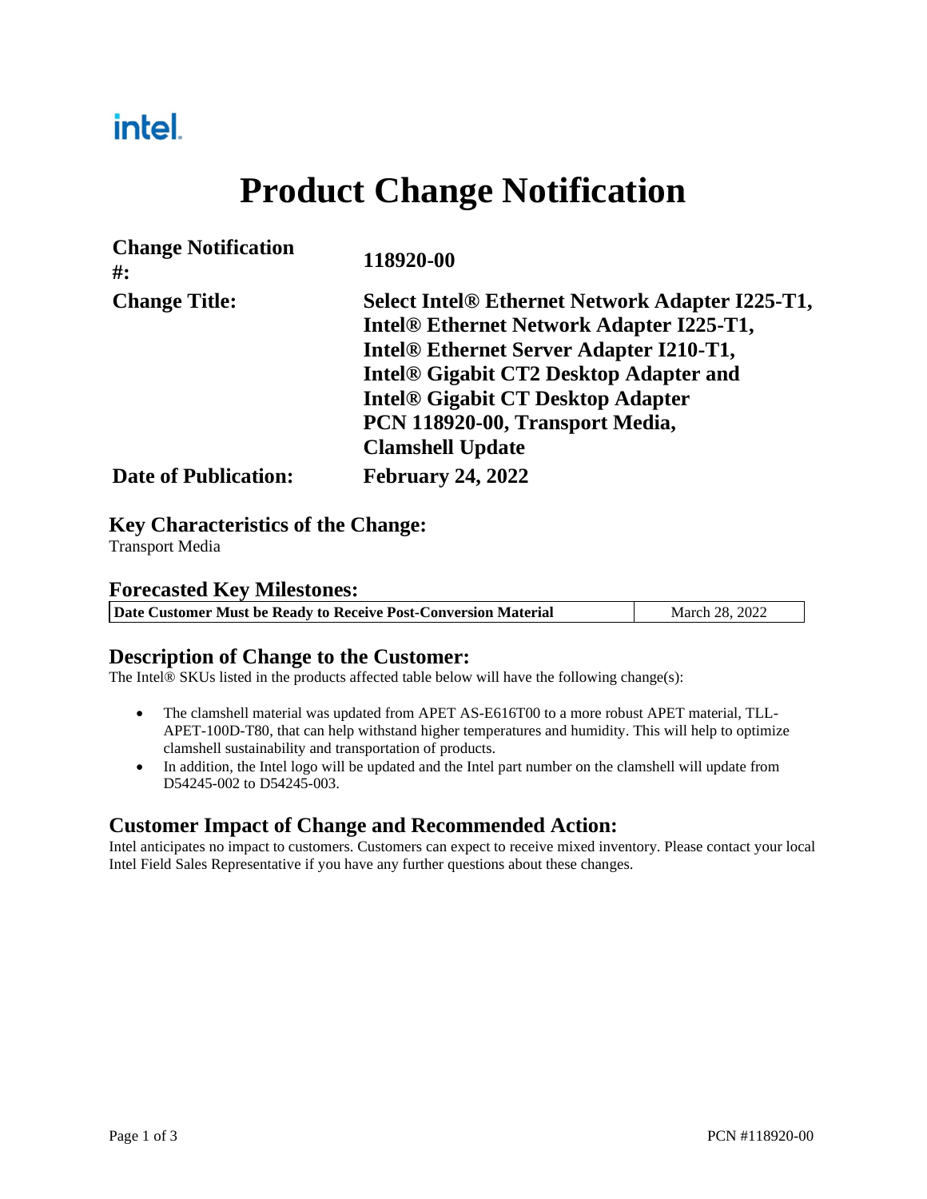intel.

# Product Change Notification

| | |
|---|---|
| **Change Notification #:** | **118920-00** |
| **Change Title:** | **Select Intel® Ethernet Network Adapter I225-T1, Intel® Ethernet Network Adapter I225-T1, Intel® Ethernet Server Adapter I210-T1, Intel® Gigabit CT2 Desktop Adapter and Intel® Gigabit CT Desktop Adapter PCN 118920-00, Transport Media, Clamshell Update** |
| **Date of Publication:** | **February 24, 2022** |

## Key Characteristics of the Change:

Transport Media

## Forecasted Key Milestones:

| | |
|---|---|
| **Date Customer Must be Ready to Receive Post-Conversion Material** | March 28, 2022 |

## Description of Change to the Customer:

The Intel® SKUs listed in the products affected table below will have the following change(s):

- The clamshell material was updated from APET AS-E616T00 to a more robust APET material, TLL-APET-100D-T80, that can help withstand higher temperatures and humidity. This will help to optimize clamshell sustainability and transportation of products.
- In addition, the Intel logo will be updated and the Intel part number on the clamshell will update from D54245-002 to D54245-003.

## Customer Impact of Change and Recommended Action:

Intel anticipates no impact to customers. Customers can expect to receive mixed inventory. Please contact your local Intel Field Sales Representative if you have any further questions about these changes.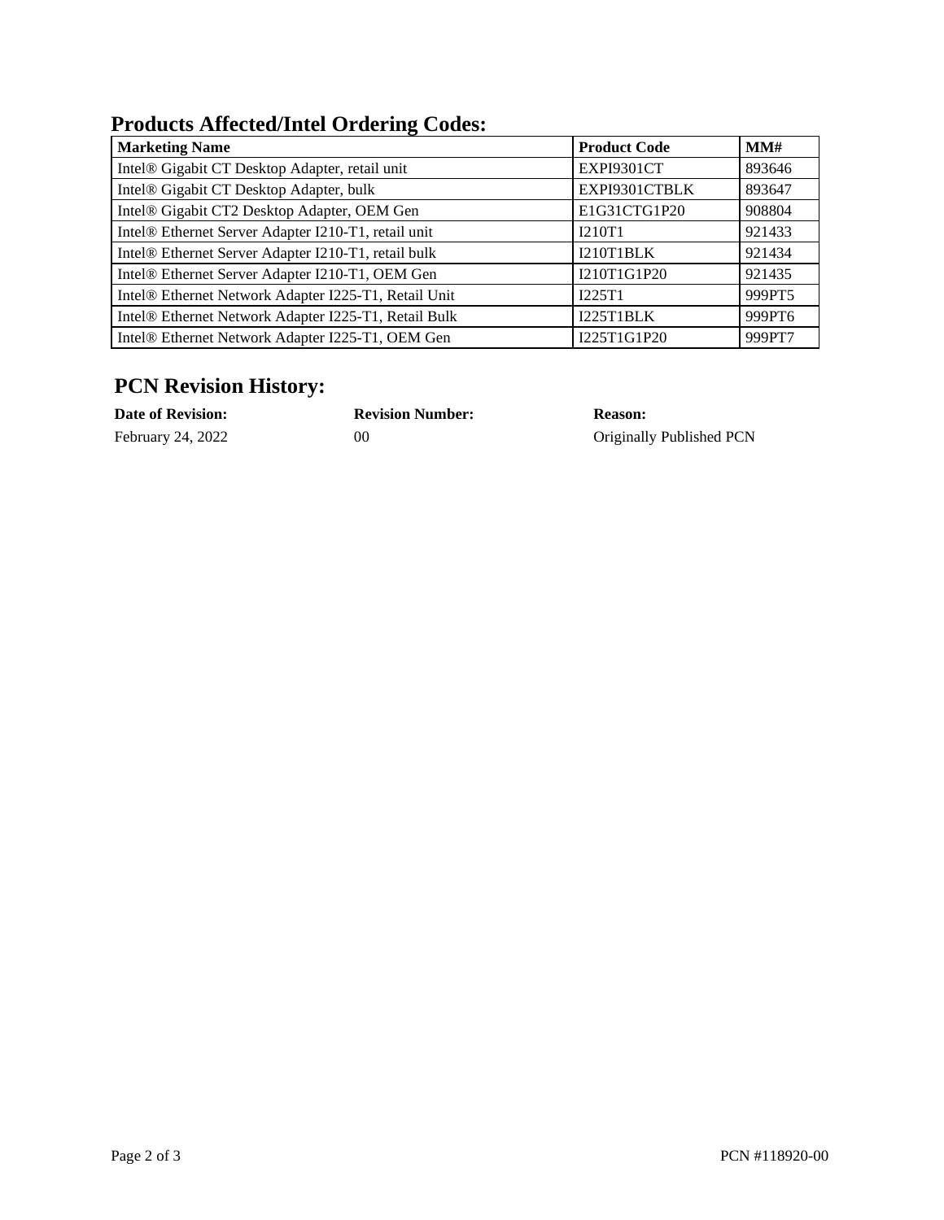## Products Affected/Intel Ordering Codes:

| Marketing Name | Product Code | MM# |
|---|---|---|
| Intel® Gigabit CT Desktop Adapter, retail unit | EXPI9301CT | 893646 |
| Intel® Gigabit CT Desktop Adapter, bulk | EXPI9301CTBLK | 893647 |
| Intel® Gigabit CT2 Desktop Adapter, OEM Gen | E1G31CTG1P20 | 908804 |
| Intel® Ethernet Server Adapter I210-T1, retail unit | I210T1 | 921433 |
| Intel® Ethernet Server Adapter I210-T1, retail bulk | I210T1BLK | 921434 |
| Intel® Ethernet Server Adapter I210-T1, OEM Gen | I210T1G1P20 | 921435 |
| Intel® Ethernet Network Adapter I225-T1, Retail Unit | I225T1 | 999PT5 |
| Intel® Ethernet Network Adapter I225-T1, Retail Bulk | I225T1BLK | 999PT6 |
| Intel® Ethernet Network Adapter I225-T1, OEM Gen | I225T1G1P20 | 999PT7 |

## PCN Revision History:

| Date of Revision: | Revision Number: | Reason: |
|---|---|---|
| February 24, 2022 | 00 | Originally Published PCN |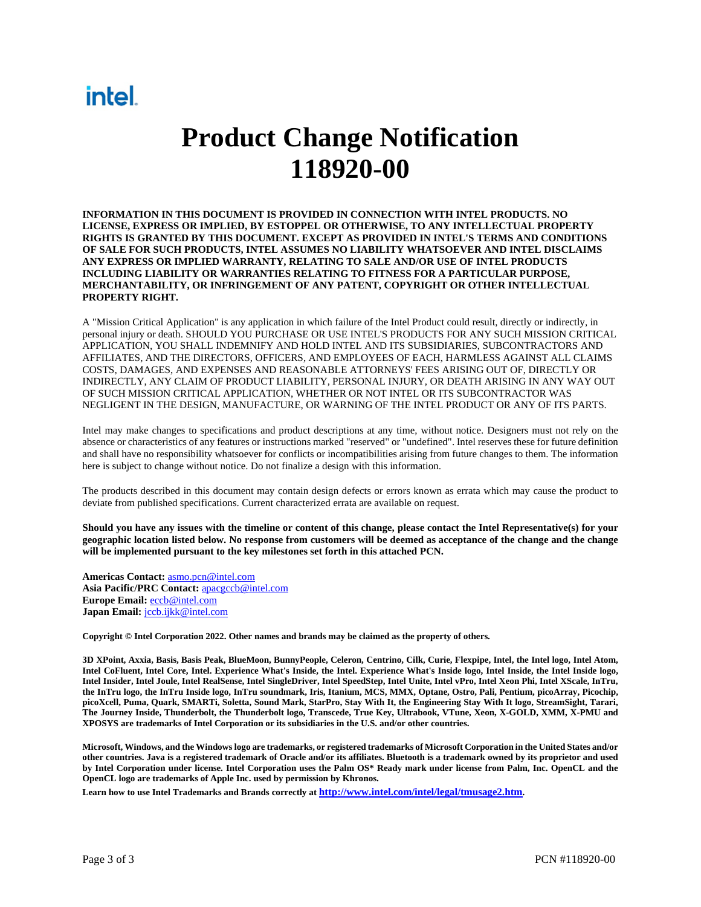intel.

# Product Change Notification 118920-00

**INFORMATION IN THIS DOCUMENT IS PROVIDED IN CONNECTION WITH INTEL PRODUCTS. NO LICENSE, EXPRESS OR IMPLIED, BY ESTOPPEL OR OTHERWISE, TO ANY INTELLECTUAL PROPERTY RIGHTS IS GRANTED BY THIS DOCUMENT. EXCEPT AS PROVIDED IN INTEL'S TERMS AND CONDITIONS OF SALE FOR SUCH PRODUCTS, INTEL ASSUMES NO LIABILITY WHATSOEVER AND INTEL DISCLAIMS ANY EXPRESS OR IMPLIED WARRANTY, RELATING TO SALE AND/OR USE OF INTEL PRODUCTS INCLUDING LIABILITY OR WARRANTIES RELATING TO FITNESS FOR A PARTICULAR PURPOSE, MERCHANTABILITY, OR INFRINGEMENT OF ANY PATENT, COPYRIGHT OR OTHER INTELLECTUAL PROPERTY RIGHT.**

A "Mission Critical Application" is any application in which failure of the Intel Product could result, directly or indirectly, in personal injury or death. SHOULD YOU PURCHASE OR USE INTEL'S PRODUCTS FOR ANY SUCH MISSION CRITICAL APPLICATION, YOU SHALL INDEMNIFY AND HOLD INTEL AND ITS SUBSIDIARIES, SUBCONTRACTORS AND AFFILIATES, AND THE DIRECTORS, OFFICERS, AND EMPLOYEES OF EACH, HARMLESS AGAINST ALL CLAIMS COSTS, DAMAGES, AND EXPENSES AND REASONABLE ATTORNEYS' FEES ARISING OUT OF, DIRECTLY OR INDIRECTLY, ANY CLAIM OF PRODUCT LIABILITY, PERSONAL INJURY, OR DEATH ARISING IN ANY WAY OUT OF SUCH MISSION CRITICAL APPLICATION, WHETHER OR NOT INTEL OR ITS SUBCONTRACTOR WAS NEGLIGENT IN THE DESIGN, MANUFACTURE, OR WARNING OF THE INTEL PRODUCT OR ANY OF ITS PARTS.

Intel may make changes to specifications and product descriptions at any time, without notice. Designers must not rely on the absence or characteristics of any features or instructions marked "reserved" or "undefined". Intel reserves these for future definition and shall have no responsibility whatsoever for conflicts or incompatibilities arising from future changes to them. The information here is subject to change without notice. Do not finalize a design with this information.

The products described in this document may contain design defects or errors known as errata which may cause the product to deviate from published specifications. Current characterized errata are available on request.

**Should you have any issues with the timeline or content of this change, please contact the Intel Representative(s) for your geographic location listed below. No response from customers will be deemed as acceptance of the change and the change will be implemented pursuant to the key milestones set forth in this attached PCN.**

**Americas Contact:** asmo.pcn@intel.com
**Asia Pacific/PRC Contact:** apacgccb@intel.com
**Europe Email:** eccb@intel.com
**Japan Email:** jccb.ijkk@intel.com

**Copyright © Intel Corporation 2022. Other names and brands may be claimed as the property of others.**

**3D XPoint, Axxia, Basis, Basis Peak, BlueMoon, BunnyPeople, Celeron, Centrino, Cilk, Curie, Flexpipe, Intel, the Intel logo, Intel Atom, Intel CoFluent, Intel Core, Intel. Experience What's Inside, the Intel. Experience What's Inside logo, Intel Inside, the Intel Inside logo, Intel Insider, Intel Joule, Intel RealSense, Intel SingleDriver, Intel SpeedStep, Intel Unite, Intel vPro, Intel Xeon Phi, Intel XScale, InTru, the InTru logo, the InTru Inside logo, InTru soundmark, Iris, Itanium, MCS, MMX, Optane, Ostro, Pali, Pentium, picoArray, Picochip, picoXcell, Puma, Quark, SMARTi, Soletta, Sound Mark, StarPro, Stay With It, the Engineering Stay With It logo, StreamSight, Tarari, The Journey Inside, Thunderbolt, the Thunderbolt logo, Transcede, True Key, Ultrabook, VTune, Xeon, X-GOLD, XMM, X-PMU and XPOSYS are trademarks of Intel Corporation or its subsidiaries in the U.S. and/or other countries.**

**Microsoft, Windows, and the Windows logo are trademarks, or registered trademarks of Microsoft Corporation in the United States and/or other countries. Java is a registered trademark of Oracle and/or its affiliates. Bluetooth is a trademark owned by its proprietor and used by Intel Corporation under license. Intel Corporation uses the Palm OS* Ready mark under license from Palm, Inc. OpenCL and the OpenCL logo are trademarks of Apple Inc. used by permission by Khronos.**

**Learn how to use Intel Trademarks and Brands correctly at http://www.intel.com/intel/legal/tmusage2.htm.**